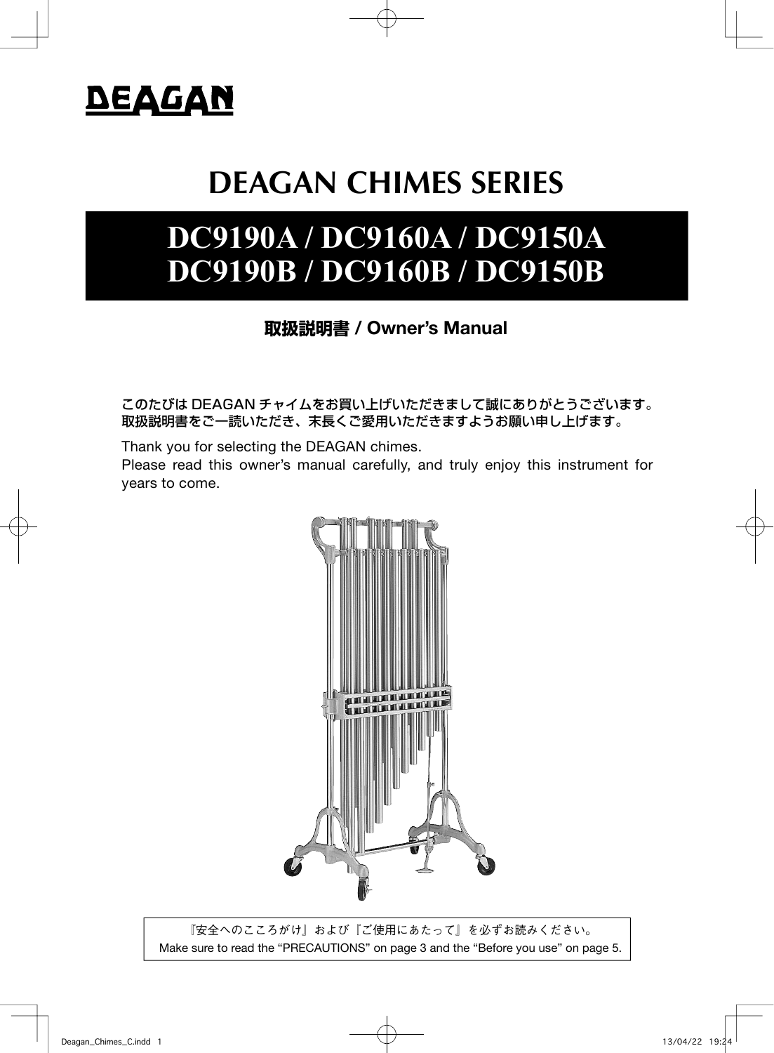DEAGAN

# DEAGAN CHIMES SERIES

# DC9190A / DC9160A / DC9150A
# DC9190B / DC9160B / DC9150B

## 取扱説明書 / Owner's Manual

このたびは DEAGAN チャイムをお買い上げいただきまして誠にありがとうございます。
取扱説明書をご一読いただき、末長くご愛用いただきますようお願い申し上げます。

Thank you for selecting the DEAGAN chimes.
Please read this owner's manual carefully, and truly enjoy this instrument for years to come.

『安全へのこころがけ』および『ご使用にあたって』を必ずお読みください。
Make sure to read the "PRECAUTIONS" on page 3 and the "Before you use" on page 5.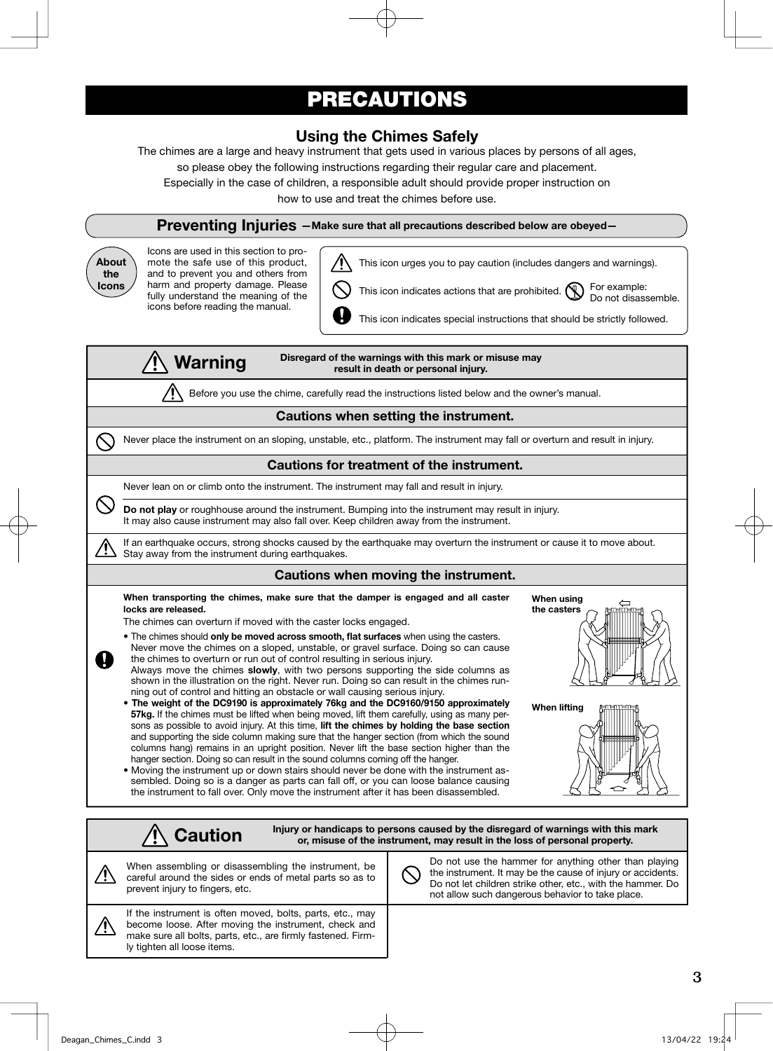# PRECAUTIONS

## Using the Chimes Safely

The chimes are a large and heavy instrument that gets used in various places by persons of all ages, so please obey the following instructions regarding their regular care and placement. Especially in the case of children, a responsible adult should provide proper instruction on how to use and treat the chimes before use.

## Preventing Injuries —Make sure that all precautions described below are obeyed—

**About the Icons**

Icons are used in this section to promote the safe use of this product, and to prevent you and others from harm and property damage. Please fully understand the meaning of the icons before reading the manual.

- This icon urges you to pay caution (includes dangers and warnings).
- This icon indicates actions that are prohibited. For example: Do not disassemble.
- This icon indicates special instructions that should be strictly followed.

### Warning

**Disregard of the warnings with this mark or misuse may result in death or personal injury.**

Before you use the chime, carefully read the instructions listed below and the owner's manual.

#### Cautions when setting the instrument.

Never place the instrument on an sloping, unstable, etc., platform. The instrument may fall or overturn and result in injury.

#### Cautions for treatment of the instrument.

Never lean on or climb onto the instrument. The instrument may fall and result in injury.

**Do not play** or roughhouse around the instrument. Bumping into the instrument may result in injury. It may also cause instrument may also fall over. Keep children away from the instrument.

If an earthquake occurs, strong shocks caused by the earthquake may overturn the instrument or cause it to move about. Stay away from the instrument during earthquakes.

#### Cautions when moving the instrument.

**When transporting the chimes, make sure that the damper is engaged and all caster locks are released.**

The chimes can overturn if moved with the caster locks engaged.

- The chimes should **only be moved across smooth, flat surfaces** when using the casters. Never move the chimes on a sloped, unstable, or gravel surface. Doing so can cause the chimes to overturn or run out of control resulting in serious injury. Always move the chimes **slowly**, with two persons supporting the side columns as shown in the illustration on the right. Never run. Doing so can result in the chimes running out of control and hitting an obstacle or wall causing serious injury.
- **The weight of the DC9190 is approximately 76kg and the DC9160/9150 approximately 57kg.** If the chimes must be lifted when being moved, lift them carefully, using as many persons as possible to avoid injury. At this time, **lift the chimes by holding the base section** and supporting the side column making sure that the hanger section (from which the sound columns hang) remains in an upright position. Never lift the base section higher than the hanger section. Doing so can result in the sound columns coming off the hanger.
- Moving the instrument up or down stairs should never be done with the instrument assembled. Doing so is a danger as parts can fall off, or you can loose balance causing the instrument to fall over. Only move the instrument after it has been disassembled.

When using the casters

When lifting

### Caution

**Injury or handicaps to persons caused by the disregard of warnings with this mark or, misuse of the instrument, may result in the loss of personal property.**

When assembling or disassembling the instrument, be careful around the sides or ends of metal parts so as to prevent injury to fingers, etc.

Do not use the hammer for anything other than playing the instrument. It may be the cause of injury or accidents. Do not let children strike other, etc., with the hammer. Do not allow such dangerous behavior to take place.

If the instrument is often moved, bolts, parts, etc., may become loose. After moving the instrument, check and make sure all bolts, parts, etc., are firmly fastened. Firmly tighten all loose items.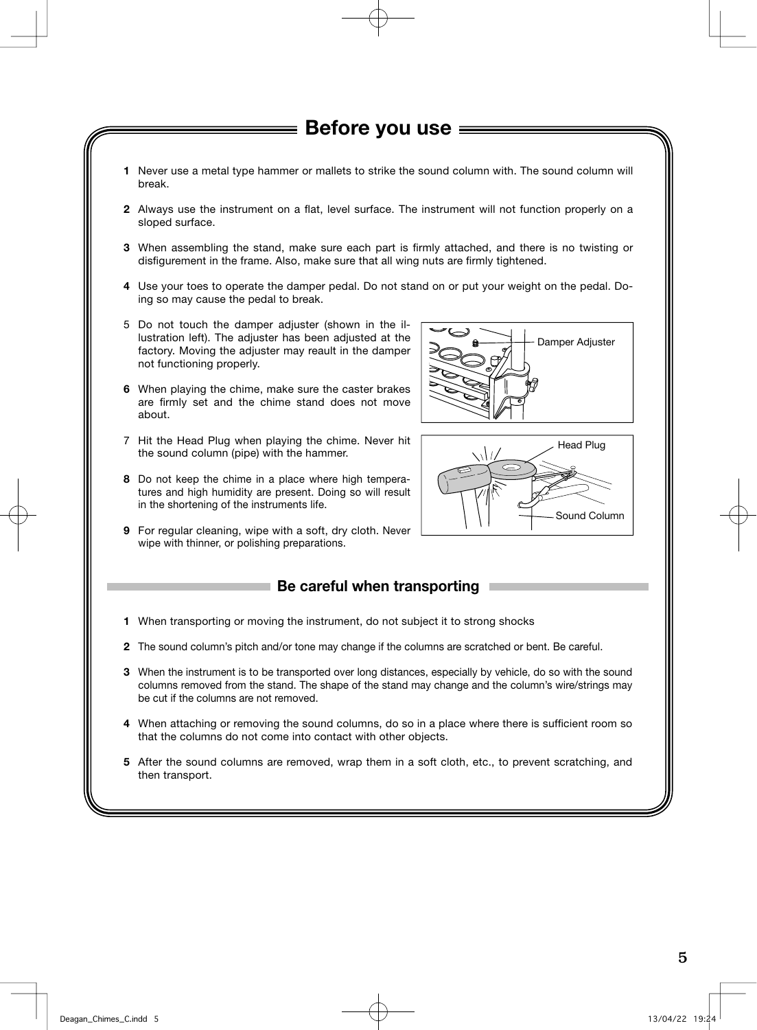# Before you use

1. Never use a metal type hammer or mallets to strike the sound column with. The sound column will break.

2. Always use the instrument on a flat, level surface. The instrument will not function properly on a sloped surface.

3. When assembling the stand, make sure each part is firmly attached, and there is no twisting or disfigurement in the frame. Also, make sure that all wing nuts are firmly tightened.

4. Use your toes to operate the damper pedal. Do not stand on or put your weight on the pedal. Doing so may cause the pedal to break.

5. Do not touch the damper adjuster (shown in the illustration left). The adjuster has been adjusted at the factory. Moving the adjuster may reault in the damper not functioning properly.

6. When playing the chime, make sure the caster brakes are firmly set and the chime stand does not move about.

7. Hit the Head Plug when playing the chime. Never hit the sound column (pipe) with the hammer.

8. Do not keep the chime in a place where high temperatures and high humidity are present. Doing so will result in the shortening of the instruments life.

9. For regular cleaning, wipe with a soft, dry cloth. Never wipe with thinner, or polishing preparations.

Damper Adjuster

Head Plug

Sound Column

## Be careful when transporting

1. When transporting or moving the instrument, do not subject it to strong shocks

2. The sound column's pitch and/or tone may change if the columns are scratched or bent. Be careful.

3. When the instrument is to be transported over long distances, especially by vehicle, do so with the sound columns removed from the stand. The shape of the stand may change and the column's wire/strings may be cut if the columns are not removed.

4. When attaching or removing the sound columns, do so in a place where there is sufficient room so that the columns do not come into contact with other objects.

5. After the sound columns are removed, wrap them in a soft cloth, etc., to prevent scratching, and then transport.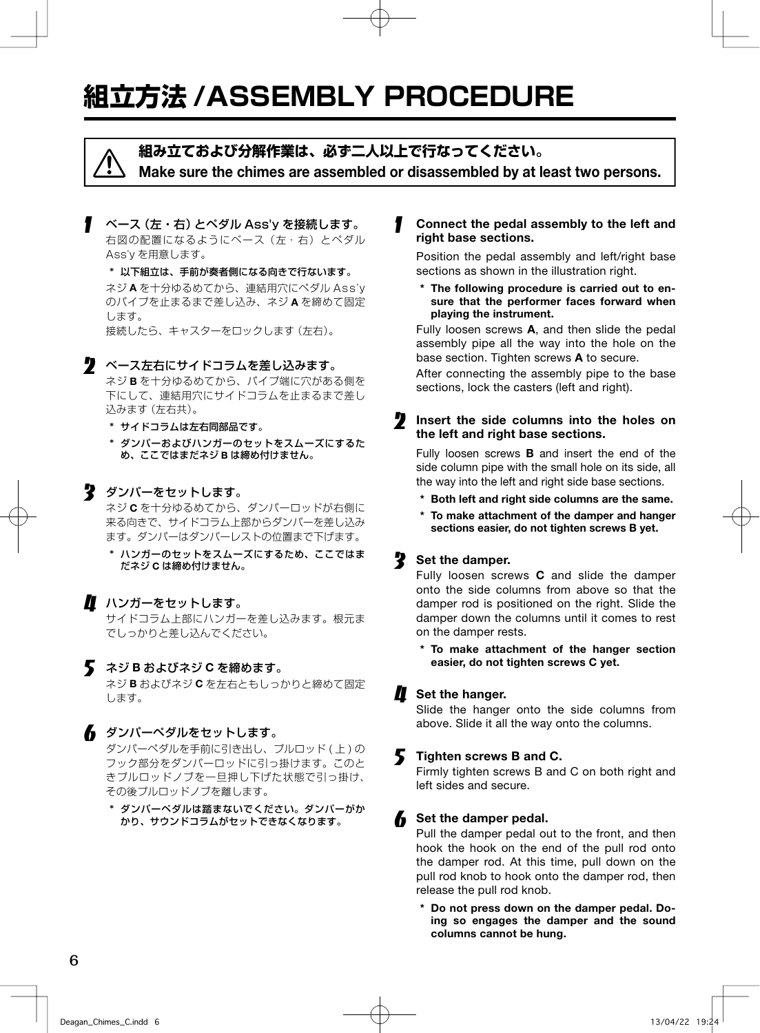# 組立方法 /ASSEMBLY PROCEDURE

⚠ **組み立ておよび分解作業は、必ず二人以上で行なってください。**
**Make sure the chimes are assembled or disassembled by at least two persons.**

### 1 ベース（左・右）とペダル Ass'y を接続します。

右図の配置になるようにベース（左・右）とペダル Ass'y を用意します。

**＊ 以下組立は、手前が奏者側になる向きで行ないます。**

ネジ **A** を十分ゆるめてから、連結用穴にペダル Ass'y のパイプを止まるまで差し込み、ネジ **A** を締めて固定します。

接続したら、キャスターをロックします（左右）。

### 2 ベース左右にサイドコラムを差し込みます。

ネジ **B** を十分ゆるめてから、パイプ端に穴がある側を下にして、連結用穴にサイドコラムを止まるまで差し込みます（左右共）。

**＊ サイドコラムは左右同部品です。**

**＊ ダンパーおよびハンガーのセットをスムーズにするため、ここではまだネジ B は締め付けません。**

### 3 ダンパーをセットします。

ネジ **C** を十分ゆるめてから、ダンパーロッドが右側に来る向きで、サイドコラム上部からダンパーを差し込みます。ダンパーはダンパーレストの位置まで下げます。

**＊ ハンガーのセットをスムーズにするため、ここではまだネジ C は締め付けません。**

### 4 ハンガーをセットします。

サイドコラム上部にハンガーを差し込みます。根元までしっかりと差し込んでください。

### 5 ネジ B およびネジ C を締めます。

ネジ **B** およびネジ **C** を左右ともしっかりと締めて固定します。

### 6 ダンパーペダルをセットします。

ダンパーペダルを手前に引き出し、プルロッド（上）のフック部分をダンパーロッドに引っ掛けます。このときプルロッドノブを一旦押し下げた状態で引っ掛け、その後プルロッドノブを離します。

**＊ ダンパーペダルは踏まないでください。ダンパーがかかり、サウンドコラムがセットできなくなります。**

### 1 Connect the pedal assembly to the left and right base sections.

Position the pedal assembly and left/right base sections as shown in the illustration right.

**\* The following procedure is carried out to ensure that the performer faces forward when playing the instrument.**

Fully loosen screws **A**, and then slide the pedal assembly pipe all the way into the hole on the base section. Tighten screws **A** to secure.

After connecting the assembly pipe to the base sections, lock the casters (left and right).

### 2 Insert the side columns into the holes on the left and right base sections.

Fully loosen screws **B** and insert the end of the side column pipe with the small hole on its side, all the way into the left and right side base sections.

**\* Both left and right side columns are the same.**

**\* To make attachment of the damper and hanger sections easier, do not tighten screws B yet.**

### 3 Set the damper.

Fully loosen screws **C** and slide the damper onto the side columns from above so that the damper rod is positioned on the right. Slide the damper down the columns until it comes to rest on the damper rests.

**\* To make attachment of the hanger section easier, do not tighten screws C yet.**

### 4 Set the hanger.

Slide the hanger onto the side columns from above. Slide it all the way onto the columns.

### 5 Tighten screws B and C.

Firmly tighten screws B and C on both right and left sides and secure.

### 6 Set the damper pedal.

Pull the damper pedal out to the front, and then hook the hook on the end of the pull rod onto the damper rod. At this time, pull down on the pull rod knob to hook onto the damper rod, then release the pull rod knob.

**\* Do not press down on the damper pedal. Doing so engages the damper and the sound columns cannot be hung.**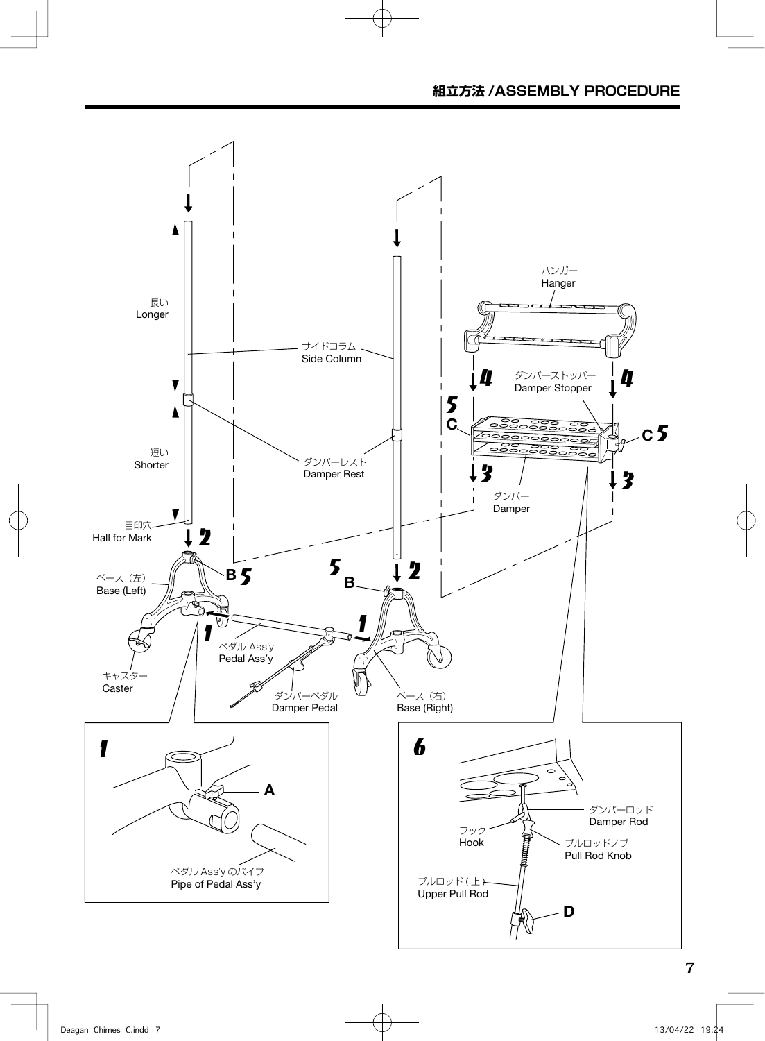# 組立方法 /ASSEMBLY PROCEDURE

長い
Longer

短い
Shorter

目印穴
Hall for Mark

サイドコラム
Side Column

ダンパーレスト
Damper Rest

ハンガー
Hanger

ダンパーストッパー
Damper Stopper

ダンパー
Damper

ベース（左）
Base (Left)

キャスター
Caster

ペダル Ass'y
Pedal Ass'y

ダンパーペダル
Damper Pedal

ベース（右）
Base (Right)

1

A

ペダル Ass'y のパイプ
Pipe of Pedal Ass'y

6

ダンパーロッド
Damper Rod

フック
Hook

プルロッドノブ
Pull Rod Knob

プルロッド ( 上 )
Upper Pull Rod

D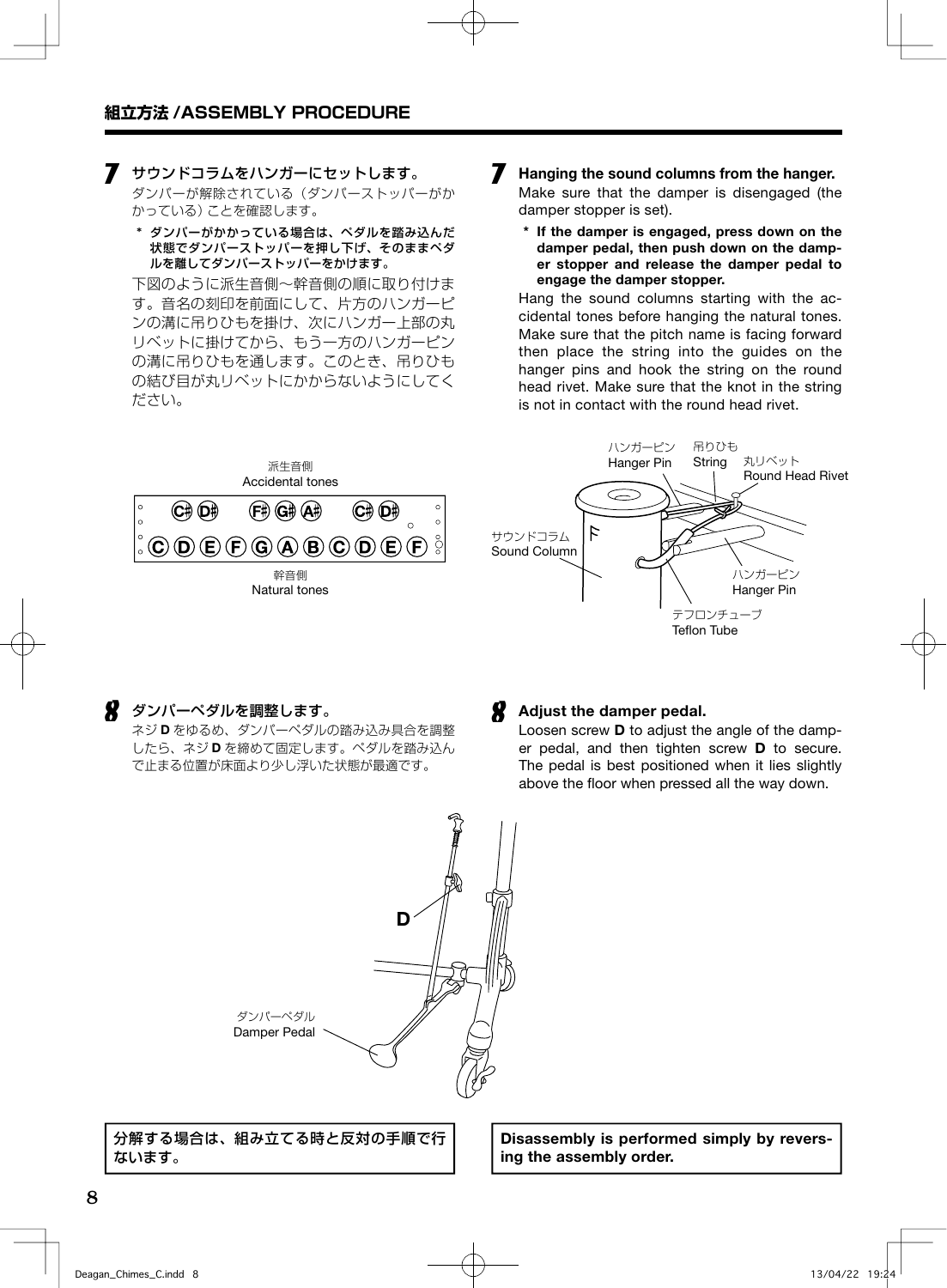## 組立方法 /ASSEMBLY PROCEDURE

**7 サウンドコラムをハンガーにセットします。**

ダンパーが解除されている（ダンパーストッパーがかかっている）ことを確認します。

**＊ ダンパーがかかっている場合は、ペダルを踏み込んだ状態でダンパーストッパーを押し下げ、そのままペダルを離してダンパーストッパーをかけます。**

下図のように派生音側～幹音側の順に取り付けます。音名の刻印を前面にして、片方のハンガーピンの溝に吊りひもを掛け、次にハンガー上部の丸リベットに掛けてから、もう一方のハンガーピンの溝に吊りひもを通します。このとき、吊りひもの結び目が丸リベットにかからないようにしてください。

**7 Hanging the sound columns from the hanger.**

Make sure that the damper is disengaged (the damper stopper is set).

**\* If the damper is engaged, press down on the damper pedal, then push down on the damper stopper and release the damper pedal to engage the damper stopper.**

Hang the sound columns starting with the accidental tones before hanging the natural tones. Make sure that the pitch name is facing forward then place the string into the guides on the hanger pins and hook the string on the round head rivet. Make sure that the knot in the string is not in contact with the round head rivet.

派生音側
Accidental tones

C# D# F# G# A# C# D#

C D E F G A B C D E F

幹音側
Natural tones

ハンガーピン Hanger Pin / 吊りひも String / 丸リベット Round Head Rivet / サウンドコラム Sound Column / ハンガーピン Hanger Pin / テフロンチューブ Teflon Tube

**8 ダンパーペダルを調整します。**

ネジ **D** をゆるめ、ダンパーペダルの踏み込み具合を調整したら、ネジ **D** を締めて固定します。ペダルを踏み込んで止まる位置が床面より少し浮いた状態が最適です。

**8 Adjust the damper pedal.**

Loosen screw **D** to adjust the angle of the damper pedal, and then tighten screw **D** to secure. The pedal is best positioned when it lies slightly above the floor when pressed all the way down.

D

ダンパーペダル
Damper Pedal

**分解する場合は、組み立てる時と反対の手順で行ないます。**

**Disassembly is performed simply by reversing the assembly order.**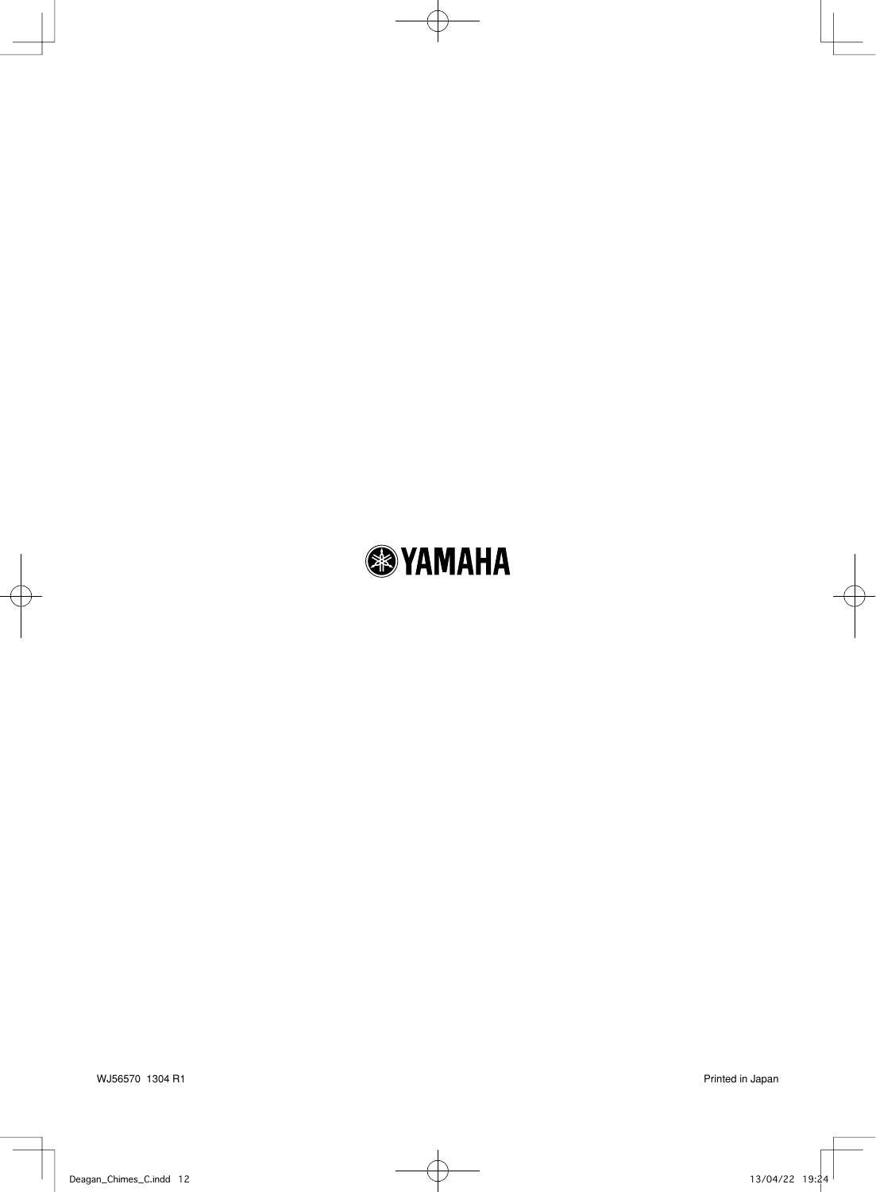YAMAHA

WJ56570 1304 R1

Printed in Japan